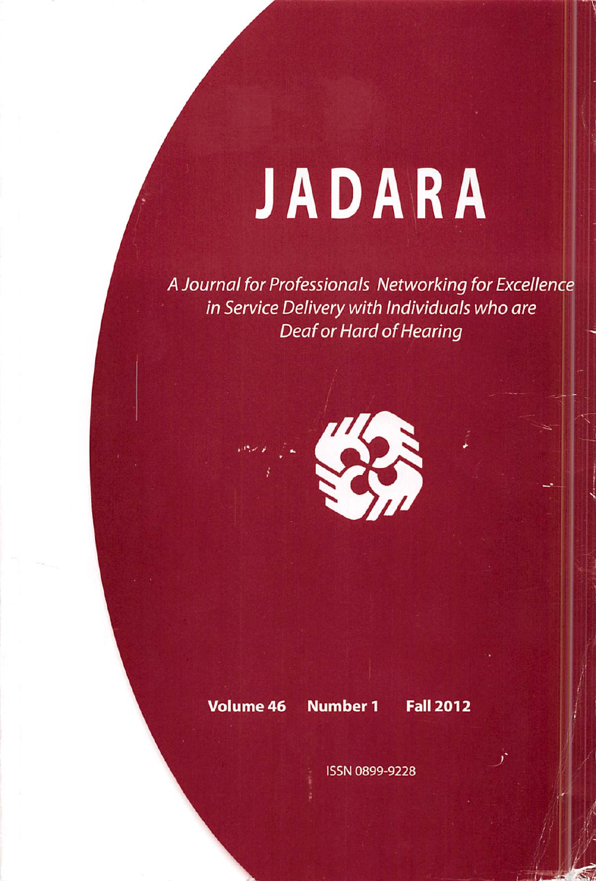# JADARA

*A Journal for Professionals Networking for Excellence in Service Delivery with Individuals who are Deaf or Hard of Hearing*

**Volume 46 Number 1 Fall 2012**

ISSN 0899-9228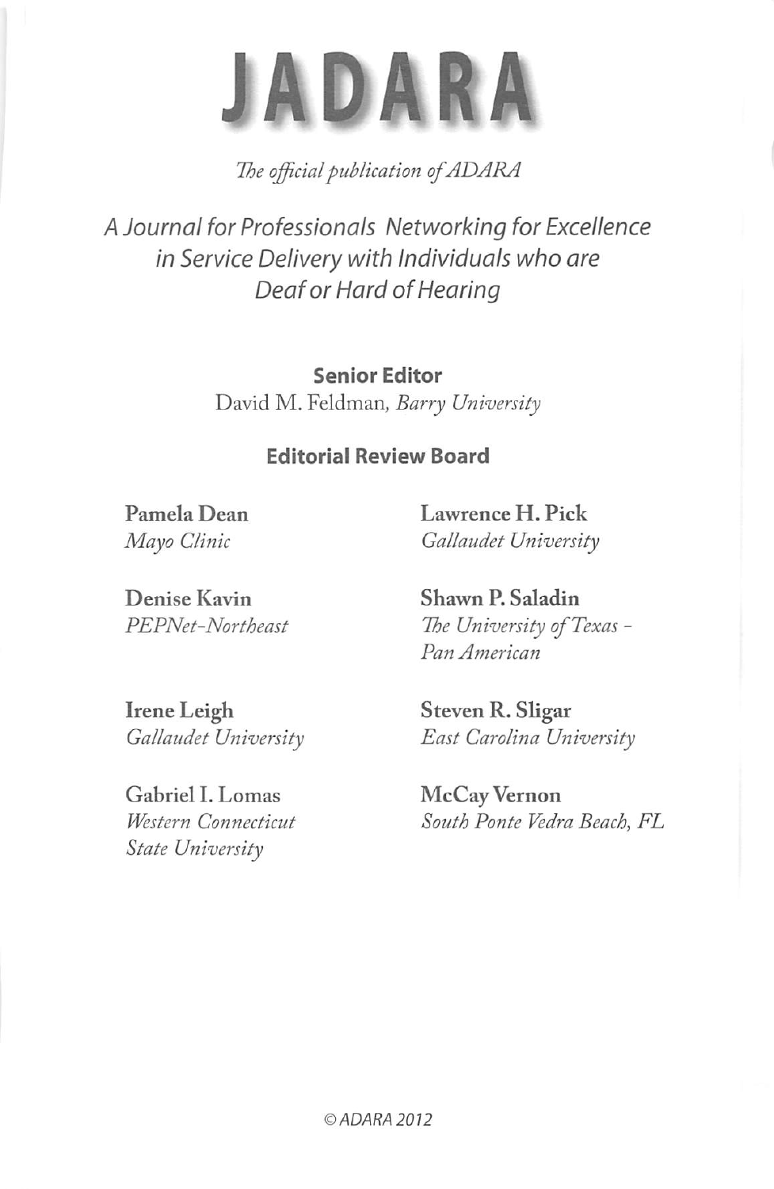# JADARA

*The official publication of ADARA*

*A Journal for Professionals Networking for Excellence in Service Delivery with Individuals who are Deaf or Hard of Hearing*

## Senior Editor

David M. Feldman, *Barry University*

## Editorial Review Board

**Pamela Dean**
*Mayo Clinic*

**Denise Kavin**
*PEPNet-Northeast*

**Irene Leigh**
*Gallaudet University*

**Gabriel I. Lomas**
*Western Connecticut State University*

**Lawrence H. Pick**
*Gallaudet University*

**Shawn P. Saladin**
*The University of Texas - Pan American*

**Steven R. Sligar**
*East Carolina University*

**McCay Vernon**
*South Ponte Vedra Beach, FL*

© ADARA 2012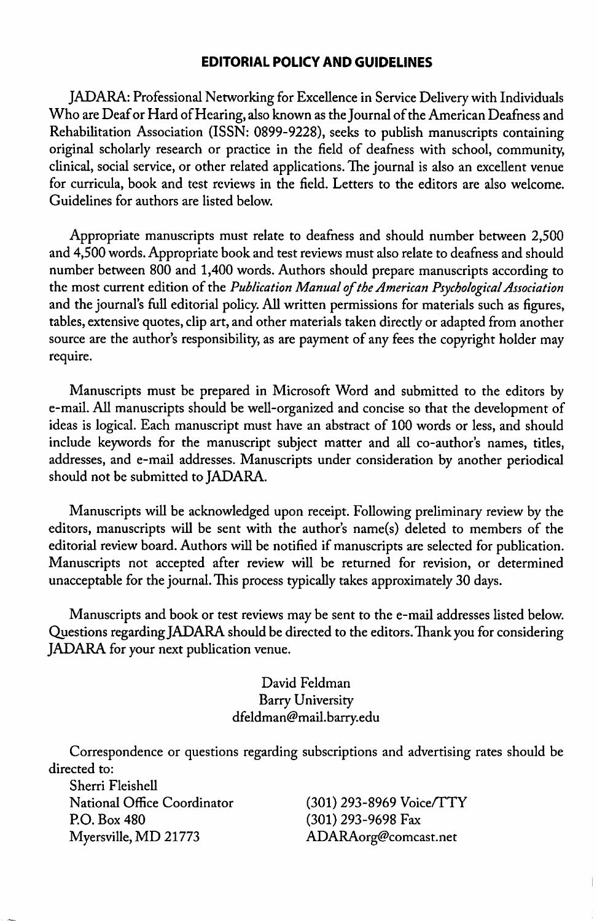## EDITORIAL POLICY AND GUIDELINES

JADARA: Professional Networking for Excellence in Service Delivery with Individuals Who are Deaf or Hard of Hearing, also known as the Journal of the American Deafness and Rehabilitation Association (ISSN: 0899-9228), seeks to publish manuscripts containing original scholarly research or practice in the field of deafness with school, community, clinical, social service, or other related applications. The journal is also an excellent venue for curricula, book and test reviews in the field. Letters to the editors are also welcome. Guidelines for authors are listed below.

Appropriate manuscripts must relate to deafness and should number between 2,500 and 4,500 words. Appropriate book and test reviews must also relate to deafness and should number between 800 and 1,400 words. Authors should prepare manuscripts according to the most current edition of the *Publication Manual of the American Psychological Association* and the journal's full editorial policy. All written permissions for materials such as figures, tables, extensive quotes, clip art, and other materials taken directly or adapted from another source are the author's responsibility, as are payment of any fees the copyright holder may require.

Manuscripts must be prepared in Microsoft Word and submitted to the editors by e-mail. All manuscripts should be well-organized and concise so that the development of ideas is logical. Each manuscript must have an abstract of 100 words or less, and should include keywords for the manuscript subject matter and all co-author's names, titles, addresses, and e-mail addresses. Manuscripts under consideration by another periodical should not be submitted to JADARA.

Manuscripts will be acknowledged upon receipt. Following preliminary review by the editors, manuscripts will be sent with the author's name(s) deleted to members of the editorial review board. Authors will be notified if manuscripts are selected for publication. Manuscripts not accepted after review will be returned for revision, or determined unacceptable for the journal. This process typically takes approximately 30 days.

Manuscripts and book or test reviews may be sent to the e-mail addresses listed below. Questions regarding JADARA should be directed to the editors. Thank you for considering JADARA for your next publication venue.

David Feldman
Barry University
dfeldman@mail.barry.edu

Correspondence or questions regarding subscriptions and advertising rates should be directed to:

Sherri Fleishell
National Office Coordinator
P.O. Box 480
Myersville, MD 21773

(301) 293-8969 Voice/TTY
(301) 293-9698 Fax
ADARAorg@comcast.net